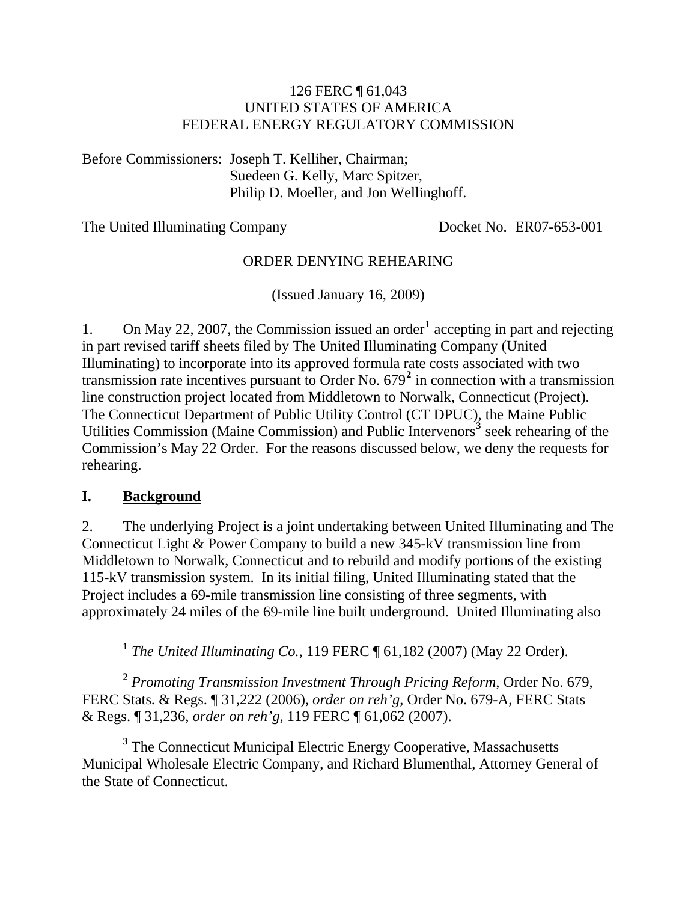126 FERC ¶ 61,043
UNITED STATES OF AMERICA
FEDERAL ENERGY REGULATORY COMMISSION

Before Commissioners: Joseph T. Kelliher, Chairman;
Suedeen G. Kelly, Marc Spitzer,
Philip D. Moeller, and Jon Wellinghoff.

The United Illuminating Company Docket No. ER07-653-001

ORDER DENYING REHEARING

(Issued January 16, 2009)

1. On May 22, 2007, the Commission issued an order[1] accepting in part and rejecting in part revised tariff sheets filed by The United Illuminating Company (United Illuminating) to incorporate into its approved formula rate costs associated with two transmission rate incentives pursuant to Order No. 679[2] in connection with a transmission line construction project located from Middletown to Norwalk, Connecticut (Project). The Connecticut Department of Public Utility Control (CT DPUC), the Maine Public Utilities Commission (Maine Commission) and Public Intervenors[3] seek rehearing of the Commission's May 22 Order. For the reasons discussed below, we deny the requests for rehearing.

## I. Background

2. The underlying Project is a joint undertaking between United Illuminating and The Connecticut Light & Power Company to build a new 345-kV transmission line from Middletown to Norwalk, Connecticut and to rebuild and modify portions of the existing 115-kV transmission system. In its initial filing, United Illuminating stated that the Project includes a 69-mile transmission line consisting of three segments, with approximately 24 miles of the 69-mile line built underground. United Illuminating also

---

[1] *The United Illuminating Co.*, 119 FERC ¶ 61,182 (2007) (May 22 Order).

[2] *Promoting Transmission Investment Through Pricing Reform*, Order No. 679, FERC Stats. & Regs. ¶ 31,222 (2006), *order on reh'g*, Order No. 679-A, FERC Stats & Regs. ¶ 31,236, *order on reh'g*, 119 FERC ¶ 61,062 (2007).

[3] The Connecticut Municipal Electric Energy Cooperative, Massachusetts Municipal Wholesale Electric Company, and Richard Blumenthal, Attorney General of the State of Connecticut.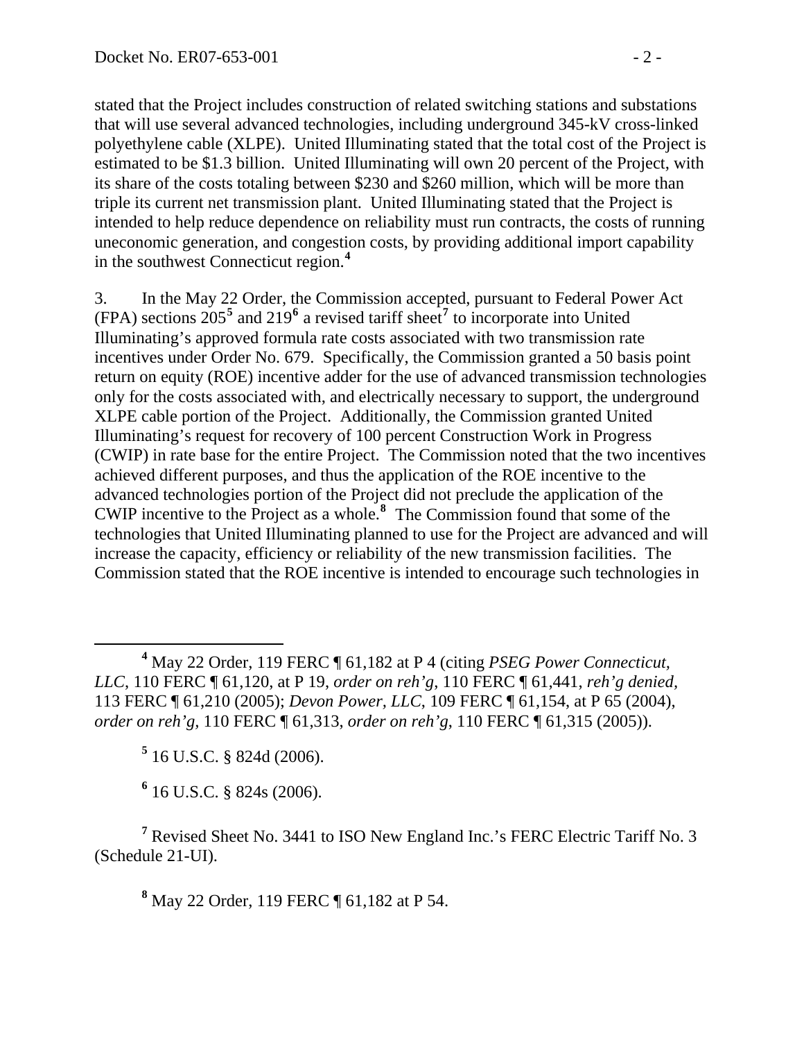stated that the Project includes construction of related switching stations and substations that will use several advanced technologies, including underground 345-kV cross-linked polyethylene cable (XLPE). United Illuminating stated that the total cost of the Project is estimated to be $1.3 billion. United Illuminating will own 20 percent of the Project, with its share of the costs totaling between $230 and $260 million, which will be more than triple its current net transmission plant. United Illuminating stated that the Project is intended to help reduce dependence on reliability must run contracts, the costs of running uneconomic generation, and congestion costs, by providing additional import capability in the southwest Connecticut region.[4]

3. In the May 22 Order, the Commission accepted, pursuant to Federal Power Act (FPA) sections 205[5] and 219[6] a revised tariff sheet[7] to incorporate into United Illuminating's approved formula rate costs associated with two transmission rate incentives under Order No. 679. Specifically, the Commission granted a 50 basis point return on equity (ROE) incentive adder for the use of advanced transmission technologies only for the costs associated with, and electrically necessary to support, the underground XLPE cable portion of the Project. Additionally, the Commission granted United Illuminating's request for recovery of 100 percent Construction Work in Progress (CWIP) in rate base for the entire Project. The Commission noted that the two incentives achieved different purposes, and thus the application of the ROE incentive to the advanced technologies portion of the Project did not preclude the application of the CWIP incentive to the Project as a whole.[8] The Commission found that some of the technologies that United Illuminating planned to use for the Project are advanced and will increase the capacity, efficiency or reliability of the new transmission facilities. The Commission stated that the ROE incentive is intended to encourage such technologies in

---

[4] May 22 Order, 119 FERC ¶ 61,182 at P 4 (citing *PSEG Power Connecticut, LLC*, 110 FERC ¶ 61,120, at P 19, *order on reh'g*, 110 FERC ¶ 61,441, *reh'g denied*, 113 FERC ¶ 61,210 (2005); *Devon Power, LLC*, 109 FERC ¶ 61,154, at P 65 (2004), *order on reh'g*, 110 FERC ¶ 61,313, *order on reh'g*, 110 FERC ¶ 61,315 (2005)).

[5] 16 U.S.C. § 824d (2006).

[6] 16 U.S.C. § 824s (2006).

[7] Revised Sheet No. 3441 to ISO New England Inc.'s FERC Electric Tariff No. 3 (Schedule 21-UI).

[8] May 22 Order, 119 FERC ¶ 61,182 at P 54.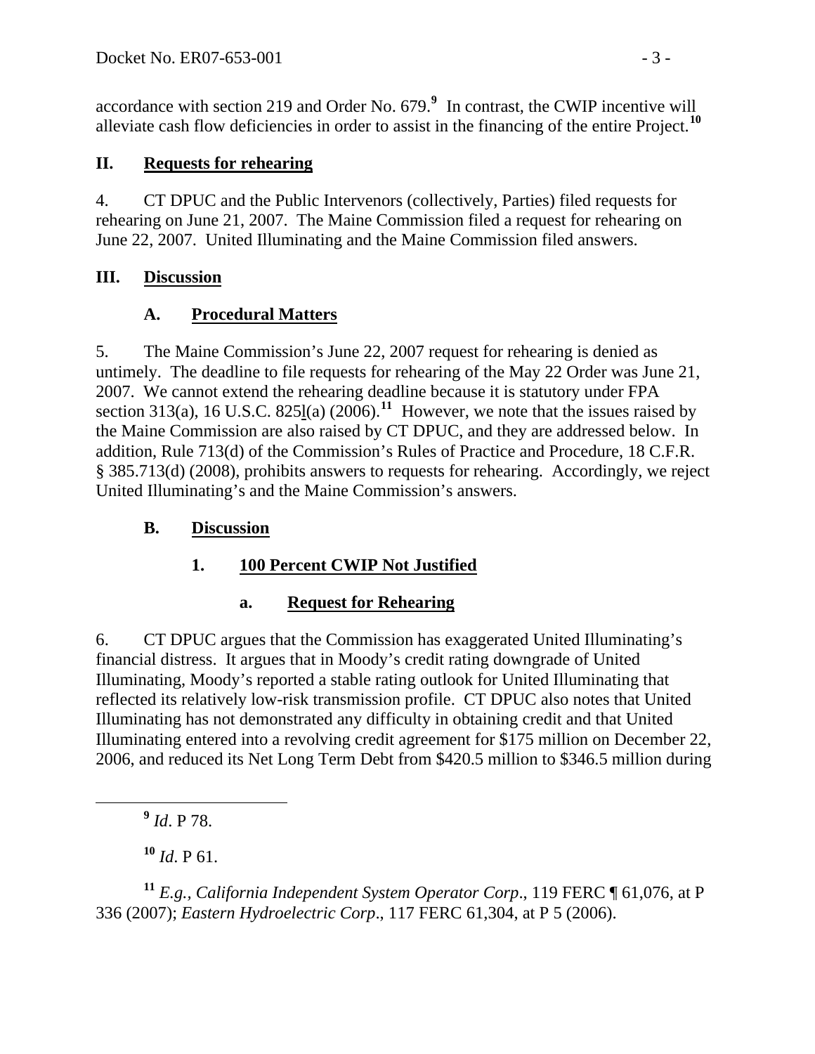accordance with section 219 and Order No. 679.[9] In contrast, the CWIP incentive will alleviate cash flow deficiencies in order to assist in the financing of the entire Project.[10]

## II. Requests for rehearing

4. CT DPUC and the Public Intervenors (collectively, Parties) filed requests for rehearing on June 21, 2007. The Maine Commission filed a request for rehearing on June 22, 2007. United Illuminating and the Maine Commission filed answers.

## III. Discussion

### A. Procedural Matters

5. The Maine Commission's June 22, 2007 request for rehearing is denied as untimely. The deadline to file requests for rehearing of the May 22 Order was June 21, 2007. We cannot extend the rehearing deadline because it is statutory under FPA section 313(a), 16 U.S.C. 825l(a) (2006).[11] However, we note that the issues raised by the Maine Commission are also raised by CT DPUC, and they are addressed below. In addition, Rule 713(d) of the Commission's Rules of Practice and Procedure, 18 C.F.R. § 385.713(d) (2008), prohibits answers to requests for rehearing. Accordingly, we reject United Illuminating's and the Maine Commission's answers.

### B. Discussion

#### 1. 100 Percent CWIP Not Justified

##### a. Request for Rehearing

6. CT DPUC argues that the Commission has exaggerated United Illuminating's financial distress. It argues that in Moody's credit rating downgrade of United Illuminating, Moody's reported a stable rating outlook for United Illuminating that reflected its relatively low-risk transmission profile. CT DPUC also notes that United Illuminating has not demonstrated any difficulty in obtaining credit and that United Illuminating entered into a revolving credit agreement for $175 million on December 22, 2006, and reduced its Net Long Term Debt from $420.5 million to $346.5 million during

---

[9] *Id*. P 78.

[10] *Id*. P 61.

[11] *E.g., California Independent System Operator Corp*., 119 FERC ¶ 61,076, at P 336 (2007); *Eastern Hydroelectric Corp*., 117 FERC 61,304, at P 5 (2006).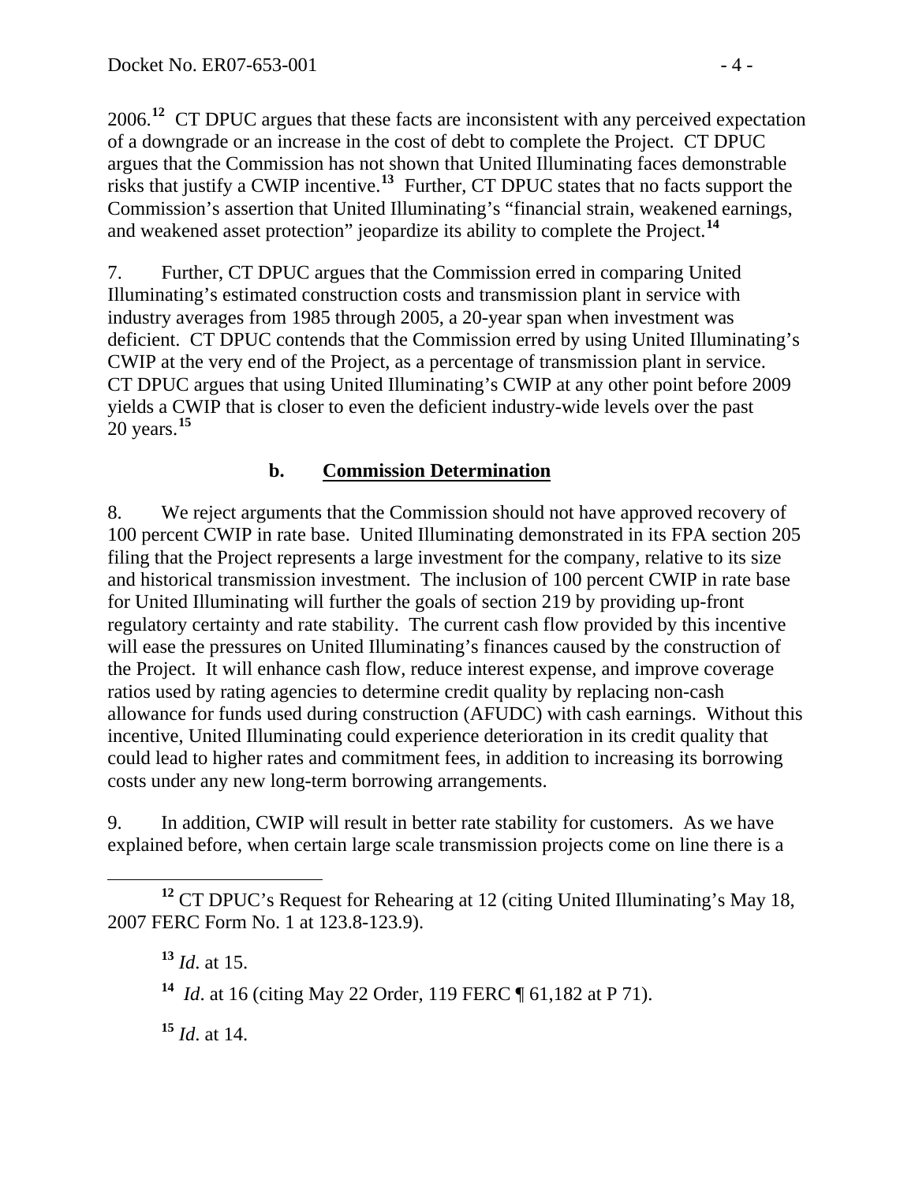2006.[12] CT DPUC argues that these facts are inconsistent with any perceived expectation of a downgrade or an increase in the cost of debt to complete the Project. CT DPUC argues that the Commission has not shown that United Illuminating faces demonstrable risks that justify a CWIP incentive.[13] Further, CT DPUC states that no facts support the Commission's assertion that United Illuminating's "financial strain, weakened earnings, and weakened asset protection" jeopardize its ability to complete the Project.[14]

7. Further, CT DPUC argues that the Commission erred in comparing United Illuminating's estimated construction costs and transmission plant in service with industry averages from 1985 through 2005, a 20-year span when investment was deficient. CT DPUC contends that the Commission erred by using United Illuminating's CWIP at the very end of the Project, as a percentage of transmission plant in service. CT DPUC argues that using United Illuminating's CWIP at any other point before 2009 yields a CWIP that is closer to even the deficient industry-wide levels over the past 20 years.[15]

### b. Commission Determination

8. We reject arguments that the Commission should not have approved recovery of 100 percent CWIP in rate base. United Illuminating demonstrated in its FPA section 205 filing that the Project represents a large investment for the company, relative to its size and historical transmission investment. The inclusion of 100 percent CWIP in rate base for United Illuminating will further the goals of section 219 by providing up-front regulatory certainty and rate stability. The current cash flow provided by this incentive will ease the pressures on United Illuminating's finances caused by the construction of the Project. It will enhance cash flow, reduce interest expense, and improve coverage ratios used by rating agencies to determine credit quality by replacing non-cash allowance for funds used during construction (AFUDC) with cash earnings. Without this incentive, United Illuminating could experience deterioration in its credit quality that could lead to higher rates and commitment fees, in addition to increasing its borrowing costs under any new long-term borrowing arrangements.

9. In addition, CWIP will result in better rate stability for customers. As we have explained before, when certain large scale transmission projects come on line there is a

---

[12] CT DPUC's Request for Rehearing at 12 (citing United Illuminating's May 18, 2007 FERC Form No. 1 at 123.8-123.9).

[13] *Id*. at 15.

[14] *Id*. at 16 (citing May 22 Order, 119 FERC ¶ 61,182 at P 71).

[15] *Id*. at 14.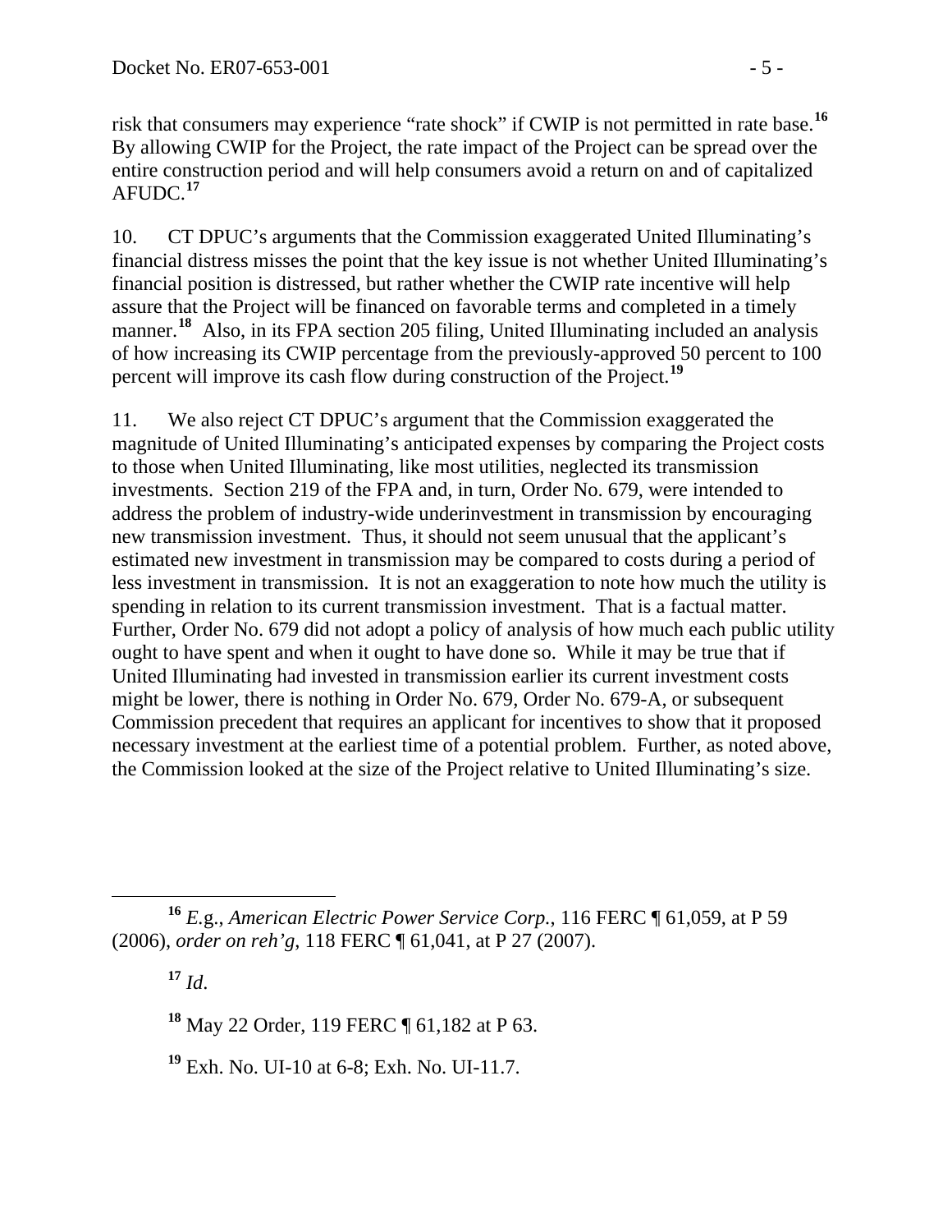risk that consumers may experience "rate shock" if CWIP is not permitted in rate base.[16] By allowing CWIP for the Project, the rate impact of the Project can be spread over the entire construction period and will help consumers avoid a return on and of capitalized AFUDC.[17]

10. CT DPUC's arguments that the Commission exaggerated United Illuminating's financial distress misses the point that the key issue is not whether United Illuminating's financial position is distressed, but rather whether the CWIP rate incentive will help assure that the Project will be financed on favorable terms and completed in a timely manner.[18] Also, in its FPA section 205 filing, United Illuminating included an analysis of how increasing its CWIP percentage from the previously-approved 50 percent to 100 percent will improve its cash flow during construction of the Project.[19]

11. We also reject CT DPUC's argument that the Commission exaggerated the magnitude of United Illuminating's anticipated expenses by comparing the Project costs to those when United Illuminating, like most utilities, neglected its transmission investments. Section 219 of the FPA and, in turn, Order No. 679, were intended to address the problem of industry-wide underinvestment in transmission by encouraging new transmission investment. Thus, it should not seem unusual that the applicant's estimated new investment in transmission may be compared to costs during a period of less investment in transmission. It is not an exaggeration to note how much the utility is spending in relation to its current transmission investment. That is a factual matter. Further, Order No. 679 did not adopt a policy of analysis of how much each public utility ought to have spent and when it ought to have done so. While it may be true that if United Illuminating had invested in transmission earlier its current investment costs might be lower, there is nothing in Order No. 679, Order No. 679-A, or subsequent Commission precedent that requires an applicant for incentives to show that it proposed necessary investment at the earliest time of a potential problem. Further, as noted above, the Commission looked at the size of the Project relative to United Illuminating's size.

---

[16] *E.g.*, *American Electric Power Service Corp.*, 116 FERC ¶ 61,059, at P 59 (2006), *order on reh'g*, 118 FERC ¶ 61,041, at P 27 (2007).

[17] *Id*.

[18] May 22 Order, 119 FERC ¶ 61,182 at P 63.

[19] Exh. No. UI-10 at 6-8; Exh. No. UI-11.7.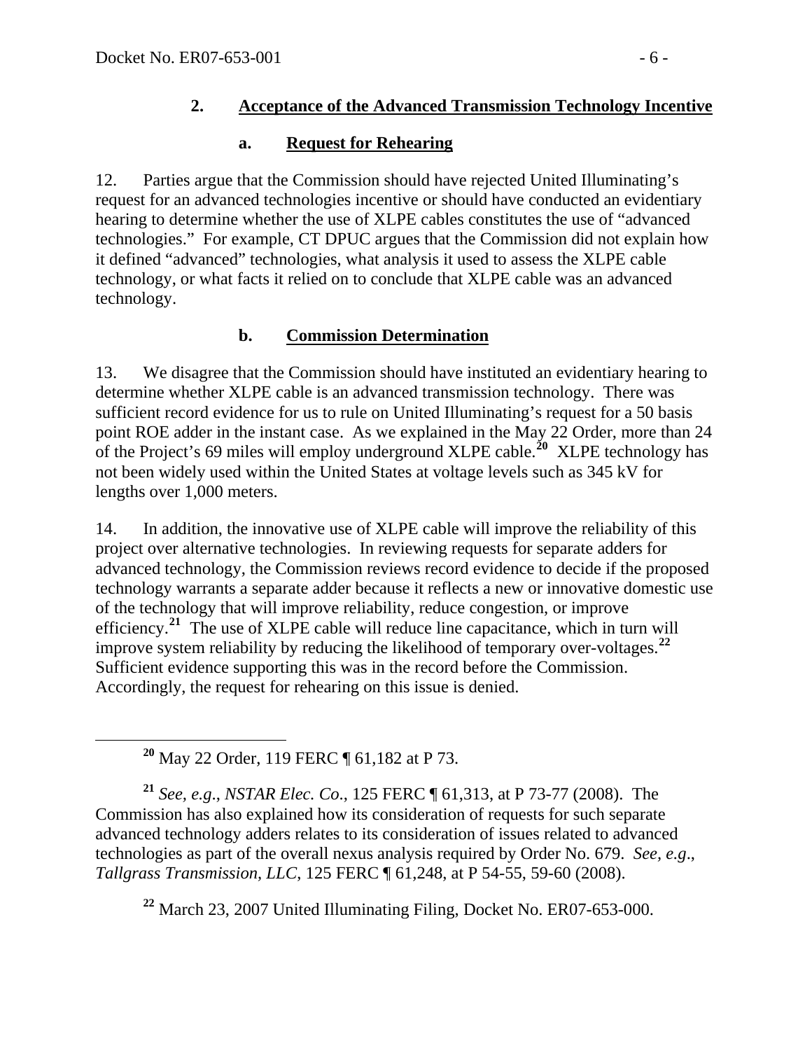### 2. Acceptance of the Advanced Transmission Technology Incentive

#### a. Request for Rehearing

12. Parties argue that the Commission should have rejected United Illuminating's request for an advanced technologies incentive or should have conducted an evidentiary hearing to determine whether the use of XLPE cables constitutes the use of "advanced technologies." For example, CT DPUC argues that the Commission did not explain how it defined "advanced" technologies, what analysis it used to assess the XLPE cable technology, or what facts it relied on to conclude that XLPE cable was an advanced technology.

#### b. Commission Determination

13. We disagree that the Commission should have instituted an evidentiary hearing to determine whether XLPE cable is an advanced transmission technology. There was sufficient record evidence for us to rule on United Illuminating's request for a 50 basis point ROE adder in the instant case. As we explained in the May 22 Order, more than 24 of the Project's 69 miles will employ underground XLPE cable.[20] XLPE technology has not been widely used within the United States at voltage levels such as 345 kV for lengths over 1,000 meters.

14. In addition, the innovative use of XLPE cable will improve the reliability of this project over alternative technologies. In reviewing requests for separate adders for advanced technology, the Commission reviews record evidence to decide if the proposed technology warrants a separate adder because it reflects a new or innovative domestic use of the technology that will improve reliability, reduce congestion, or improve efficiency.[21] The use of XLPE cable will reduce line capacitance, which in turn will improve system reliability by reducing the likelihood of temporary over-voltages.[22] Sufficient evidence supporting this was in the record before the Commission. Accordingly, the request for rehearing on this issue is denied.

---

[20] May 22 Order, 119 FERC ¶ 61,182 at P 73.

[21] *See, e.g.*, *NSTAR Elec. Co*., 125 FERC ¶ 61,313, at P 73-77 (2008). The Commission has also explained how its consideration of requests for such separate advanced technology adders relates to its consideration of issues related to advanced technologies as part of the overall nexus analysis required by Order No. 679. *See, e.g*., *Tallgrass Transmission, LLC*, 125 FERC ¶ 61,248, at P 54-55, 59-60 (2008).

[22] March 23, 2007 United Illuminating Filing, Docket No. ER07-653-000.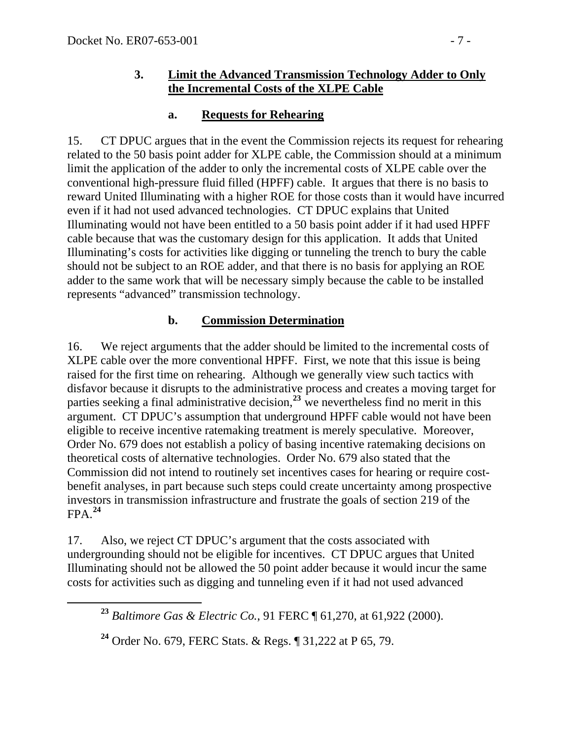### 3. Limit the Advanced Transmission Technology Adder to Only the Incremental Costs of the XLPE Cable

#### a. Requests for Rehearing

15. CT DPUC argues that in the event the Commission rejects its request for rehearing related to the 50 basis point adder for XLPE cable, the Commission should at a minimum limit the application of the adder to only the incremental costs of XLPE cable over the conventional high-pressure fluid filled (HPFF) cable. It argues that there is no basis to reward United Illuminating with a higher ROE for those costs than it would have incurred even if it had not used advanced technologies. CT DPUC explains that United Illuminating would not have been entitled to a 50 basis point adder if it had used HPFF cable because that was the customary design for this application. It adds that United Illuminating's costs for activities like digging or tunneling the trench to bury the cable should not be subject to an ROE adder, and that there is no basis for applying an ROE adder to the same work that will be necessary simply because the cable to be installed represents "advanced" transmission technology.

#### b. Commission Determination

16. We reject arguments that the adder should be limited to the incremental costs of XLPE cable over the more conventional HPFF. First, we note that this issue is being raised for the first time on rehearing. Although we generally view such tactics with disfavor because it disrupts to the administrative process and creates a moving target for parties seeking a final administrative decision,[23] we nevertheless find no merit in this argument. CT DPUC's assumption that underground HPFF cable would not have been eligible to receive incentive ratemaking treatment is merely speculative. Moreover, Order No. 679 does not establish a policy of basing incentive ratemaking decisions on theoretical costs of alternative technologies. Order No. 679 also stated that the Commission did not intend to routinely set incentives cases for hearing or require cost-benefit analyses, in part because such steps could create uncertainty among prospective investors in transmission infrastructure and frustrate the goals of section 219 of the FPA.[24]

17. Also, we reject CT DPUC's argument that the costs associated with undergrounding should not be eligible for incentives. CT DPUC argues that United Illuminating should not be allowed the 50 point adder because it would incur the same costs for activities such as digging and tunneling even if it had not used advanced

---

[23] *Baltimore Gas & Electric Co.*, 91 FERC ¶ 61,270, at 61,922 (2000).

[24] Order No. 679, FERC Stats. & Regs. ¶ 31,222 at P 65, 79.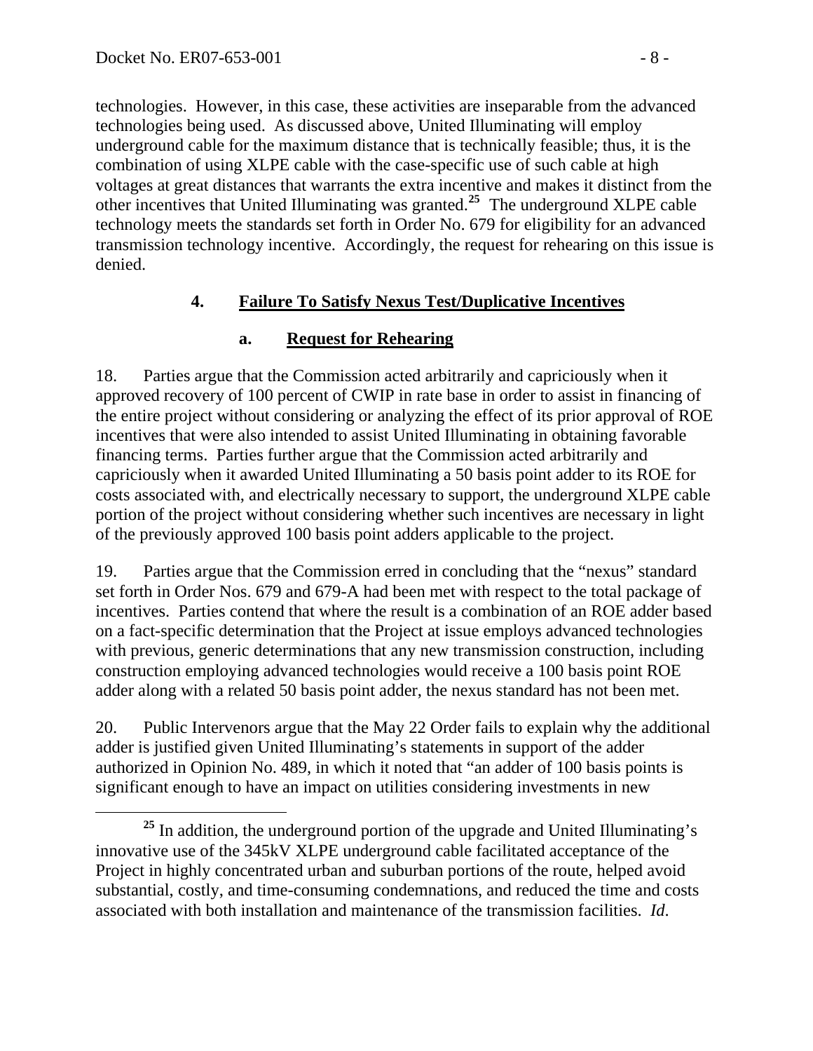technologies. However, in this case, these activities are inseparable from the advanced technologies being used. As discussed above, United Illuminating will employ underground cable for the maximum distance that is technically feasible; thus, it is the combination of using XLPE cable with the case-specific use of such cable at high voltages at great distances that warrants the extra incentive and makes it distinct from the other incentives that United Illuminating was granted.[25] The underground XLPE cable technology meets the standards set forth in Order No. 679 for eligibility for an advanced transmission technology incentive. Accordingly, the request for rehearing on this issue is denied.

### 4. Failure To Satisfy Nexus Test/Duplicative Incentives

#### a. Request for Rehearing

18. Parties argue that the Commission acted arbitrarily and capriciously when it approved recovery of 100 percent of CWIP in rate base in order to assist in financing of the entire project without considering or analyzing the effect of its prior approval of ROE incentives that were also intended to assist United Illuminating in obtaining favorable financing terms. Parties further argue that the Commission acted arbitrarily and capriciously when it awarded United Illuminating a 50 basis point adder to its ROE for costs associated with, and electrically necessary to support, the underground XLPE cable portion of the project without considering whether such incentives are necessary in light of the previously approved 100 basis point adders applicable to the project.

19. Parties argue that the Commission erred in concluding that the "nexus" standard set forth in Order Nos. 679 and 679-A had been met with respect to the total package of incentives. Parties contend that where the result is a combination of an ROE adder based on a fact-specific determination that the Project at issue employs advanced technologies with previous, generic determinations that any new transmission construction, including construction employing advanced technologies would receive a 100 basis point ROE adder along with a related 50 basis point adder, the nexus standard has not been met.

20. Public Intervenors argue that the May 22 Order fails to explain why the additional adder is justified given United Illuminating's statements in support of the adder authorized in Opinion No. 489, in which it noted that "an adder of 100 basis points is significant enough to have an impact on utilities considering investments in new

---

[25] In addition, the underground portion of the upgrade and United Illuminating's innovative use of the 345kV XLPE underground cable facilitated acceptance of the Project in highly concentrated urban and suburban portions of the route, helped avoid substantial, costly, and time-consuming condemnations, and reduced the time and costs associated with both installation and maintenance of the transmission facilities. *Id*.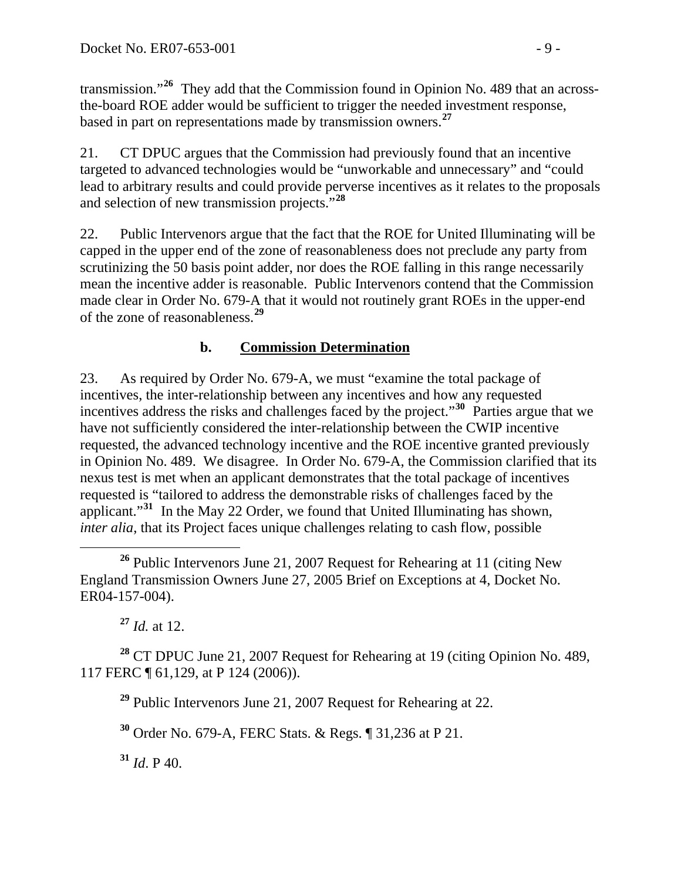transmission."[26] They add that the Commission found in Opinion No. 489 that an across-the-board ROE adder would be sufficient to trigger the needed investment response, based in part on representations made by transmission owners.[27]

21. CT DPUC argues that the Commission had previously found that an incentive targeted to advanced technologies would be "unworkable and unnecessary" and "could lead to arbitrary results and could provide perverse incentives as it relates to the proposals and selection of new transmission projects."[28]

22. Public Intervenors argue that the fact that the ROE for United Illuminating will be capped in the upper end of the zone of reasonableness does not preclude any party from scrutinizing the 50 basis point adder, nor does the ROE falling in this range necessarily mean the incentive adder is reasonable. Public Intervenors contend that the Commission made clear in Order No. 679-A that it would not routinely grant ROEs in the upper-end of the zone of reasonableness.[29]

### b. Commission Determination

23. As required by Order No. 679-A, we must "examine the total package of incentives, the inter-relationship between any incentives and how any requested incentives address the risks and challenges faced by the project."[30] Parties argue that we have not sufficiently considered the inter-relationship between the CWIP incentive requested, the advanced technology incentive and the ROE incentive granted previously in Opinion No. 489. We disagree. In Order No. 679-A, the Commission clarified that its nexus test is met when an applicant demonstrates that the total package of incentives requested is "tailored to address the demonstrable risks of challenges faced by the applicant."[31] In the May 22 Order, we found that United Illuminating has shown, *inter alia*, that its Project faces unique challenges relating to cash flow, possible

---

[26] Public Intervenors June 21, 2007 Request for Rehearing at 11 (citing New England Transmission Owners June 27, 2005 Brief on Exceptions at 4, Docket No. ER04-157-004).

[27] *Id.* at 12.

[28] CT DPUC June 21, 2007 Request for Rehearing at 19 (citing Opinion No. 489, 117 FERC ¶ 61,129, at P 124 (2006)).

[29] Public Intervenors June 21, 2007 Request for Rehearing at 22.

[30] Order No. 679-A, FERC Stats. & Regs. ¶ 31,236 at P 21.

[31] *Id*. P 40.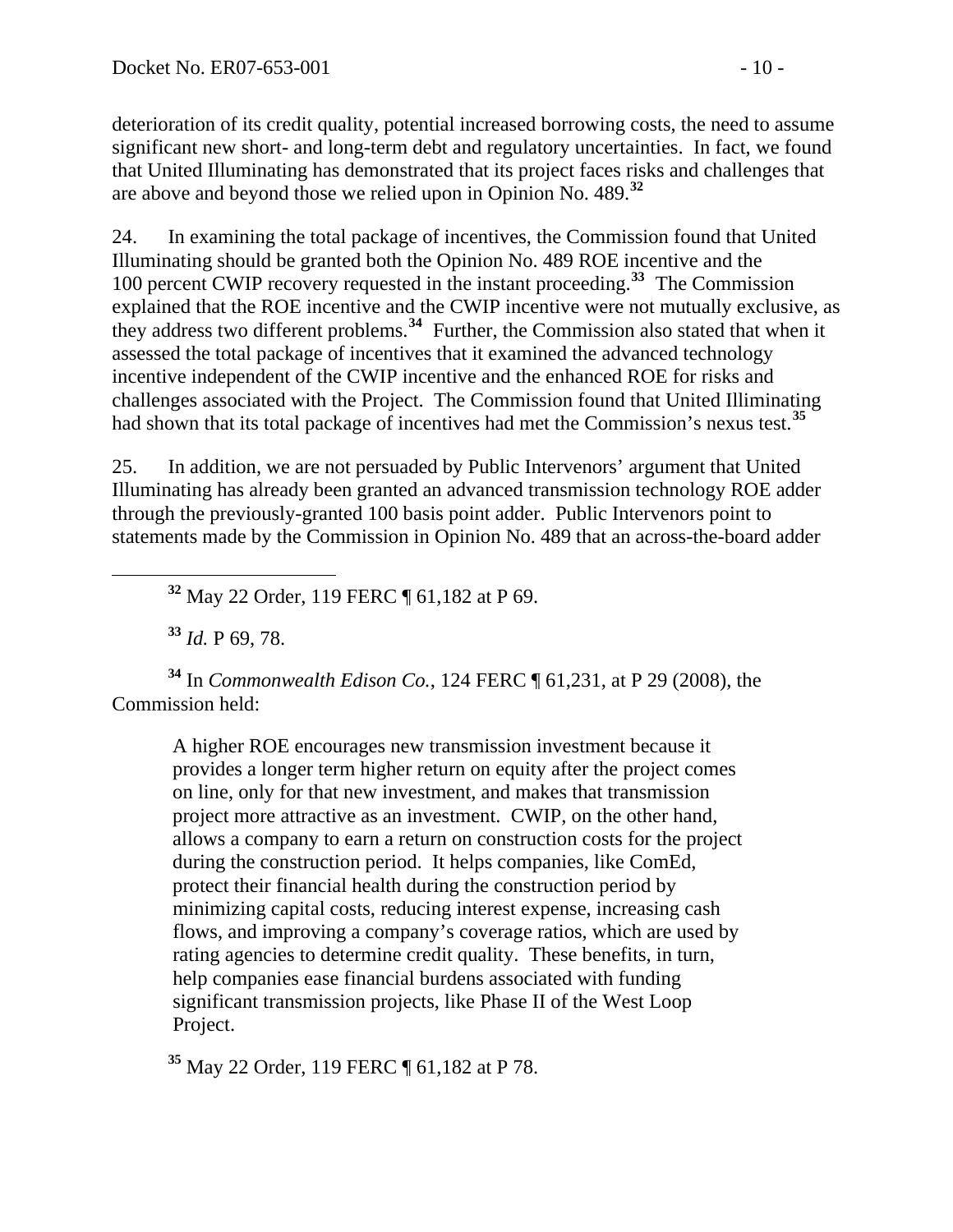deterioration of its credit quality, potential increased borrowing costs, the need to assume significant new short- and long-term debt and regulatory uncertainties. In fact, we found that United Illuminating has demonstrated that its project faces risks and challenges that are above and beyond those we relied upon in Opinion No. 489.[32]

24. In examining the total package of incentives, the Commission found that United Illuminating should be granted both the Opinion No. 489 ROE incentive and the 100 percent CWIP recovery requested in the instant proceeding.[33] The Commission explained that the ROE incentive and the CWIP incentive were not mutually exclusive, as they address two different problems.[34] Further, the Commission also stated that when it assessed the total package of incentives that it examined the advanced technology incentive independent of the CWIP incentive and the enhanced ROE for risks and challenges associated with the Project. The Commission found that United Illiminating had shown that its total package of incentives had met the Commission's nexus test.[35]

25. In addition, we are not persuaded by Public Intervenors' argument that United Illuminating has already been granted an advanced transmission technology ROE adder through the previously-granted 100 basis point adder. Public Intervenors point to statements made by the Commission in Opinion No. 489 that an across-the-board adder

---

[32] May 22 Order, 119 FERC ¶ 61,182 at P 69.

[33] *Id.* P 69, 78.

[34] In *Commonwealth Edison Co.*, 124 FERC ¶ 61,231, at P 29 (2008), the Commission held:

> A higher ROE encourages new transmission investment because it provides a longer term higher return on equity after the project comes on line, only for that new investment, and makes that transmission project more attractive as an investment. CWIP, on the other hand, allows a company to earn a return on construction costs for the project during the construction period. It helps companies, like ComEd, protect their financial health during the construction period by minimizing capital costs, reducing interest expense, increasing cash flows, and improving a company's coverage ratios, which are used by rating agencies to determine credit quality. These benefits, in turn, help companies ease financial burdens associated with funding significant transmission projects, like Phase II of the West Loop Project.

[35] May 22 Order, 119 FERC ¶ 61,182 at P 78.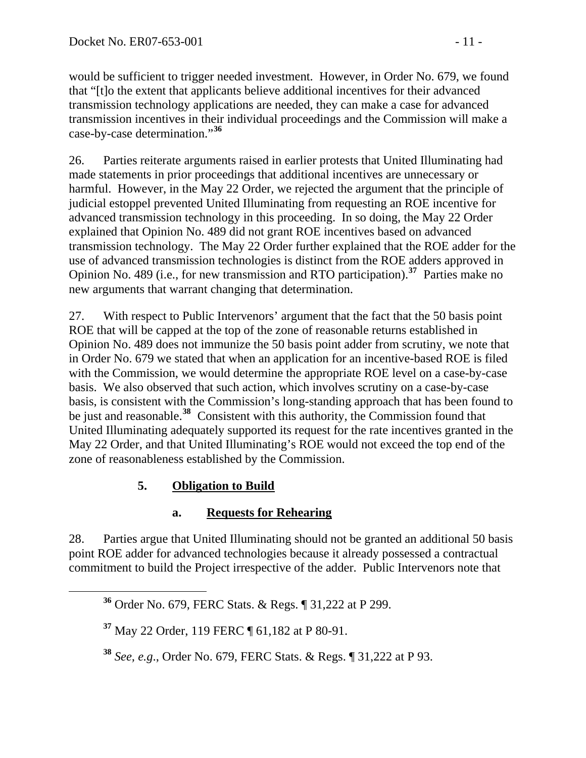would be sufficient to trigger needed investment. However, in Order No. 679, we found that "[t]o the extent that applicants believe additional incentives for their advanced transmission technology applications are needed, they can make a case for advanced transmission incentives in their individual proceedings and the Commission will make a case-by-case determination."[36]

26. Parties reiterate arguments raised in earlier protests that United Illuminating had made statements in prior proceedings that additional incentives are unnecessary or harmful. However, in the May 22 Order, we rejected the argument that the principle of judicial estoppel prevented United Illuminating from requesting an ROE incentive for advanced transmission technology in this proceeding. In so doing, the May 22 Order explained that Opinion No. 489 did not grant ROE incentives based on advanced transmission technology. The May 22 Order further explained that the ROE adder for the use of advanced transmission technologies is distinct from the ROE adders approved in Opinion No. 489 (i.e., for new transmission and RTO participation).[37] Parties make no new arguments that warrant changing that determination.

27. With respect to Public Intervenors' argument that the fact that the 50 basis point ROE that will be capped at the top of the zone of reasonable returns established in Opinion No. 489 does not immunize the 50 basis point adder from scrutiny, we note that in Order No. 679 we stated that when an application for an incentive-based ROE is filed with the Commission, we would determine the appropriate ROE level on a case-by-case basis. We also observed that such action, which involves scrutiny on a case-by-case basis, is consistent with the Commission's long-standing approach that has been found to be just and reasonable.[38] Consistent with this authority, the Commission found that United Illuminating adequately supported its request for the rate incentives granted in the May 22 Order, and that United Illuminating's ROE would not exceed the top end of the zone of reasonableness established by the Commission.

### 5. **Obligation to Build**

#### a. **Requests for Rehearing**

28. Parties argue that United Illuminating should not be granted an additional 50 basis point ROE adder for advanced technologies because it already possessed a contractual commitment to build the Project irrespective of the adder. Public Intervenors note that

---

[36] Order No. 679, FERC Stats. & Regs. ¶ 31,222 at P 299.

[37] May 22 Order, 119 FERC ¶ 61,182 at P 80-91.

[38] *See, e.g.*, Order No. 679, FERC Stats. & Regs. ¶ 31,222 at P 93.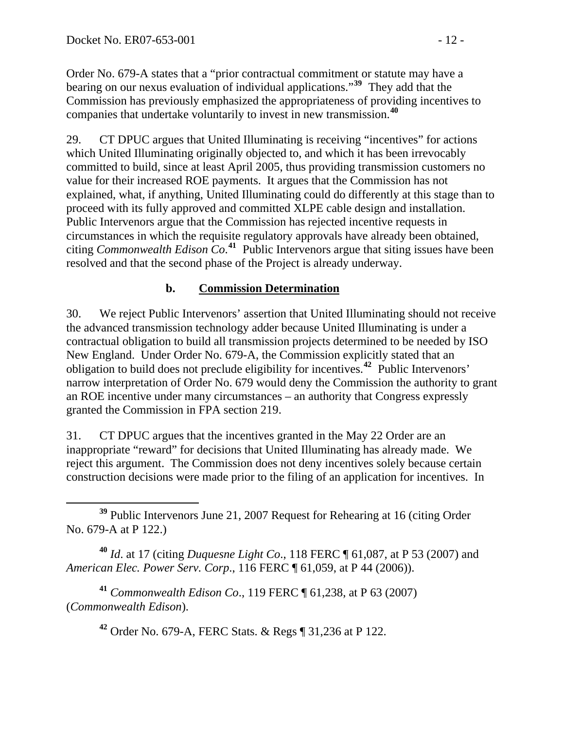Order No. 679-A states that a "prior contractual commitment or statute may have a bearing on our nexus evaluation of individual applications."[39] They add that the Commission has previously emphasized the appropriateness of providing incentives to companies that undertake voluntarily to invest in new transmission.[40]

29. CT DPUC argues that United Illuminating is receiving "incentives" for actions which United Illuminating originally objected to, and which it has been irrevocably committed to build, since at least April 2005, thus providing transmission customers no value for their increased ROE payments. It argues that the Commission has not explained, what, if anything, United Illuminating could do differently at this stage than to proceed with its fully approved and committed XLPE cable design and installation. Public Intervenors argue that the Commission has rejected incentive requests in circumstances in which the requisite regulatory approvals have already been obtained, citing *Commonwealth Edison Co*.[41] Public Intervenors argue that siting issues have been resolved and that the second phase of the Project is already underway.

### b. Commission Determination

30. We reject Public Intervenors' assertion that United Illuminating should not receive the advanced transmission technology adder because United Illuminating is under a contractual obligation to build all transmission projects determined to be needed by ISO New England. Under Order No. 679-A, the Commission explicitly stated that an obligation to build does not preclude eligibility for incentives.[42] Public Intervenors' narrow interpretation of Order No. 679 would deny the Commission the authority to grant an ROE incentive under many circumstances – an authority that Congress expressly granted the Commission in FPA section 219.

31. CT DPUC argues that the incentives granted in the May 22 Order are an inappropriate "reward" for decisions that United Illuminating has already made. We reject this argument. The Commission does not deny incentives solely because certain construction decisions were made prior to the filing of an application for incentives. In

---

[39] Public Intervenors June 21, 2007 Request for Rehearing at 16 (citing Order No. 679-A at P 122.)

[40] *Id*. at 17 (citing *Duquesne Light Co*., 118 FERC ¶ 61,087, at P 53 (2007) and *American Elec. Power Serv. Corp*., 116 FERC ¶ 61,059, at P 44 (2006)).

[41] *Commonwealth Edison Co*., 119 FERC ¶ 61,238, at P 63 (2007) (*Commonwealth Edison*).

[42] Order No. 679-A, FERC Stats. & Regs ¶ 31,236 at P 122.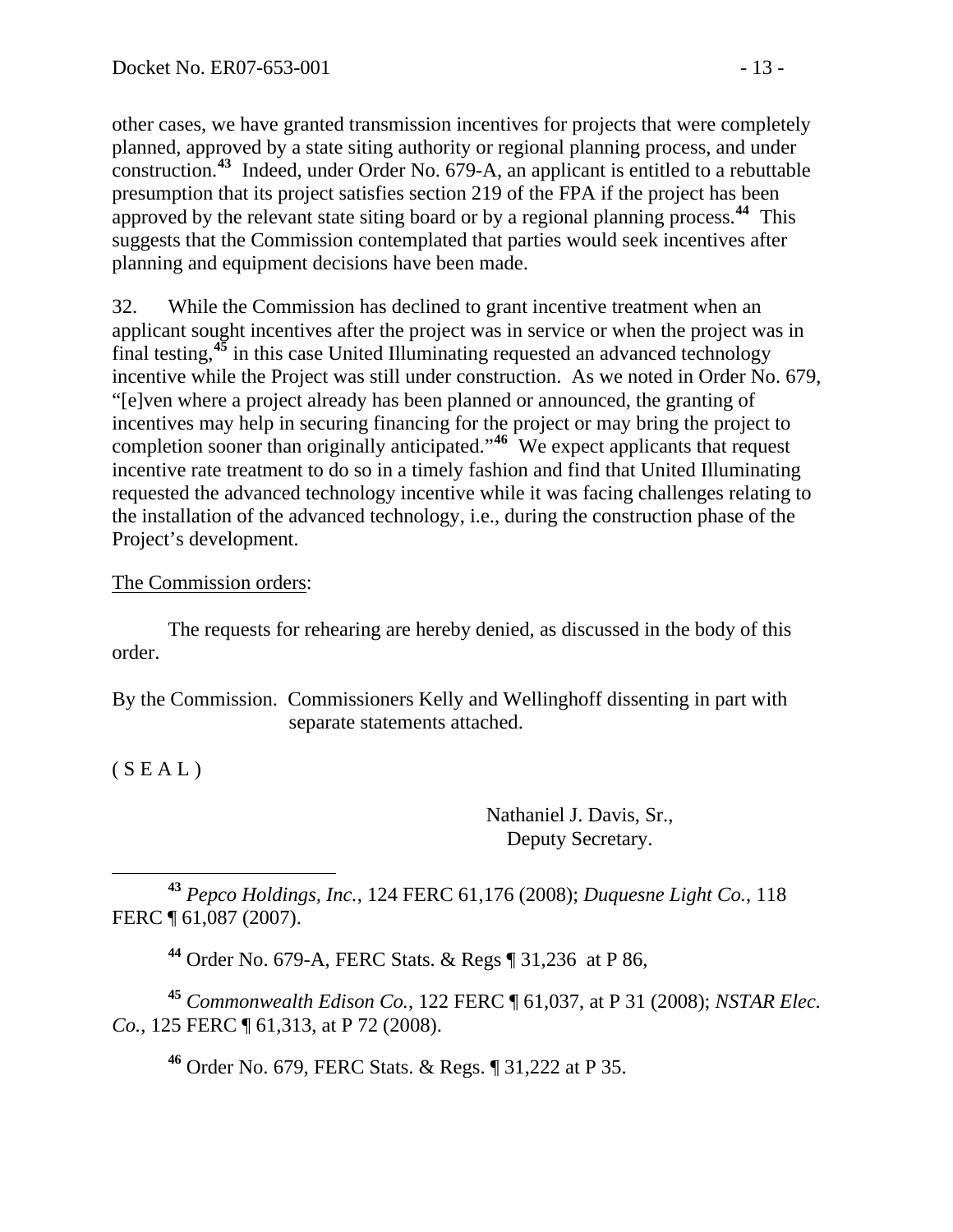other cases, we have granted transmission incentives for projects that were completely planned, approved by a state siting authority or regional planning process, and under construction.[43] Indeed, under Order No. 679-A, an applicant is entitled to a rebuttable presumption that its project satisfies section 219 of the FPA if the project has been approved by the relevant state siting board or by a regional planning process.[44] This suggests that the Commission contemplated that parties would seek incentives after planning and equipment decisions have been made.

32. While the Commission has declined to grant incentive treatment when an applicant sought incentives after the project was in service or when the project was in final testing,[45] in this case United Illuminating requested an advanced technology incentive while the Project was still under construction. As we noted in Order No. 679, "[e]ven where a project already has been planned or announced, the granting of incentives may help in securing financing for the project or may bring the project to completion sooner than originally anticipated."[46] We expect applicants that request incentive rate treatment to do so in a timely fashion and find that United Illuminating requested the advanced technology incentive while it was facing challenges relating to the installation of the advanced technology, i.e., during the construction phase of the Project's development.

The Commission orders:

The requests for rehearing are hereby denied, as discussed in the body of this order.

By the Commission. Commissioners Kelly and Wellinghoff dissenting in part with separate statements attached.

( S E A L )

Nathaniel J. Davis, Sr.,
Deputy Secretary.

---

[43] *Pepco Holdings, Inc.*, 124 FERC 61,176 (2008); *Duquesne Light Co.*, 118 FERC ¶ 61,087 (2007).

[44] Order No. 679-A, FERC Stats. & Regs ¶ 31,236 at P 86,

[45] *Commonwealth Edison Co.*, 122 FERC ¶ 61,037, at P 31 (2008); *NSTAR Elec. Co.*, 125 FERC ¶ 61,313, at P 72 (2008).

[46] Order No. 679, FERC Stats. & Regs. ¶ 31,222 at P 35.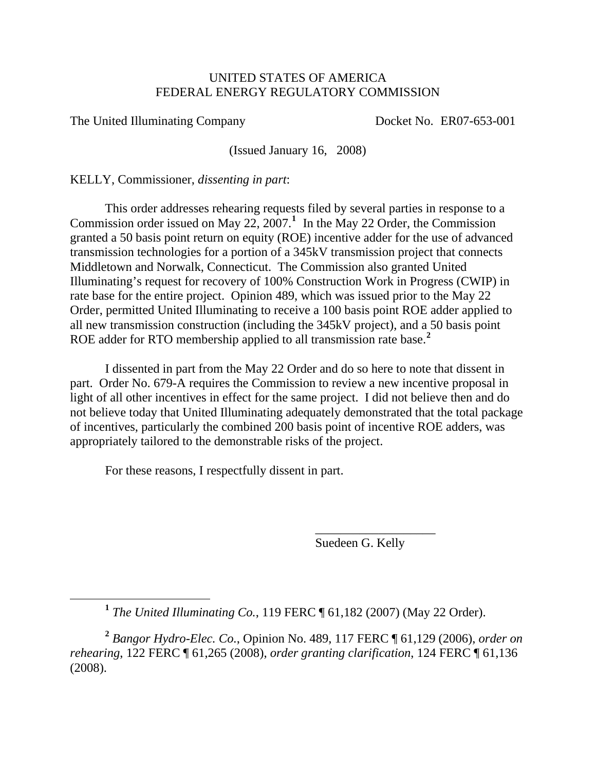UNITED STATES OF AMERICA
FEDERAL ENERGY REGULATORY COMMISSION

The United Illuminating Company Docket No. ER07-653-001

(Issued January 16, 2008)

KELLY, Commissioner, *dissenting in part*:

This order addresses rehearing requests filed by several parties in response to a Commission order issued on May 22, 2007.[1] In the May 22 Order, the Commission granted a 50 basis point return on equity (ROE) incentive adder for the use of advanced transmission technologies for a portion of a 345kV transmission project that connects Middletown and Norwalk, Connecticut. The Commission also granted United Illuminating's request for recovery of 100% Construction Work in Progress (CWIP) in rate base for the entire project. Opinion 489, which was issued prior to the May 22 Order, permitted United Illuminating to receive a 100 basis point ROE adder applied to all new transmission construction (including the 345kV project), and a 50 basis point ROE adder for RTO membership applied to all transmission rate base.[2]

I dissented in part from the May 22 Order and do so here to note that dissent in part. Order No. 679-A requires the Commission to review a new incentive proposal in light of all other incentives in effect for the same project. I did not believe then and do not believe today that United Illuminating adequately demonstrated that the total package of incentives, particularly the combined 200 basis point of incentive ROE adders, was appropriately tailored to the demonstrable risks of the project.

For these reasons, I respectfully dissent in part.

\_\_\_\_\_\_\_\_\_\_\_\_\_\_\_\_\_\_\_\_
Suedeen G. Kelly

---

[1] *The United Illuminating Co.*, 119 FERC ¶ 61,182 (2007) (May 22 Order).

[2] *Bangor Hydro-Elec. Co.*, Opinion No. 489, 117 FERC ¶ 61,129 (2006), *order on rehearing*, 122 FERC ¶ 61,265 (2008), *order granting clarification*, 124 FERC ¶ 61,136 (2008).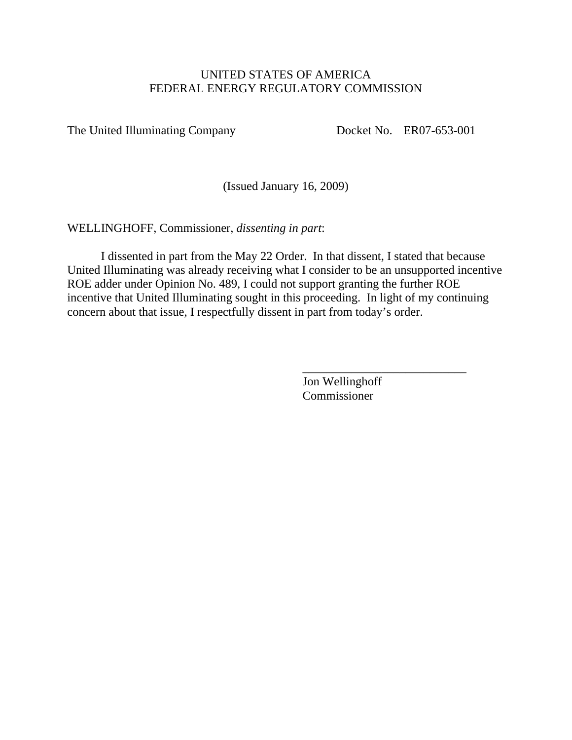UNITED STATES OF AMERICA
FEDERAL ENERGY REGULATORY COMMISSION

The United Illuminating Company Docket No. ER07-653-001

(Issued January 16, 2009)

WELLINGHOFF, Commissioner, *dissenting in part*:

I dissented in part from the May 22 Order. In that dissent, I stated that because United Illuminating was already receiving what I consider to be an unsupported incentive ROE adder under Opinion No. 489, I could not support granting the further ROE incentive that United Illuminating sought in this proceeding. In light of my continuing concern about that issue, I respectfully dissent in part from today's order.

\_\_\_\_\_\_\_\_\_\_\_\_\_\_\_\_\_\_\_\_\_\_\_\_\_\_\_\_
Jon Wellinghoff
Commissioner